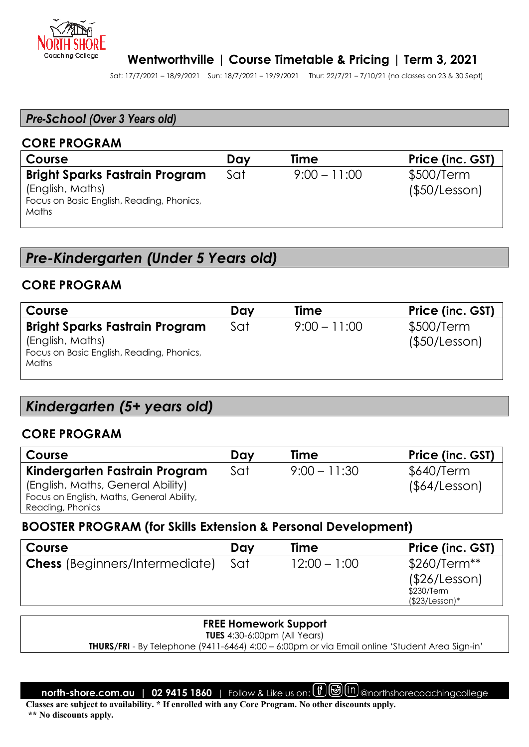# Wentworthville | Course Timetable & Pricing | Term 3, 2021

Sat: 17/7/2021 – 18/9/2021 Sun: 18/7/2021 – 19/9/2021 Thur: 22/7/21 – 7/10/21 (no classes on 23 & 30 Sept)

## *Pre-School (Over 3 Years old)*

### CORE PROGRAM

| Course | Day | Time | Price (inc. GST) |
|---|---|---|---|
| **Bright Sparks Fastrain Program** (English, Maths) Focus on Basic English, Reading, Phonics, Maths | Sat | 9:00 – 11:00 | $500/Term ($50/Lesson) |

## *Pre-Kindergarten (Under 5 Years old)*

### CORE PROGRAM

| Course | Day | Time | Price (inc. GST) |
|---|---|---|---|
| **Bright Sparks Fastrain Program** (English, Maths) Focus on Basic English, Reading, Phonics, Maths | Sat | 9:00 – 11:00 | $500/Term ($50/Lesson) |

## *Kindergarten (5+ years old)*

### CORE PROGRAM

| Course | Day | Time | Price (inc. GST) |
|---|---|---|---|
| **Kindergarten Fastrain Program** (English, Maths, General Ability) Focus on English, Maths, General Ability, Reading, Phonics | Sat | 9:00 – 11:30 | $640/Term ($64/Lesson) |

### BOOSTER PROGRAM (for Skills Extension & Personal Development)

| Course | Day | Time | Price (inc. GST) |
|---|---|---|---|
| **Chess** (Beginners/Intermediate) | Sat | 12:00 – 1:00 | $260/Term** ($26/Lesson) $230/Term ($23/Lesson)* |

**FREE Homework Support**

**TUES** 4:30-6:00pm (All Years)

**THURS/FRI** - By Telephone (9411-6464) 4:00 – 6:00pm or via Email online 'Student Area Sign-in'

**north-shore.com.au** | **02 9415 1860** | Follow & Like us on: @northshorecoachingcollege

**Classes are subject to availability. * If enrolled with any Core Program. No other discounts apply.**

**** No discounts apply.**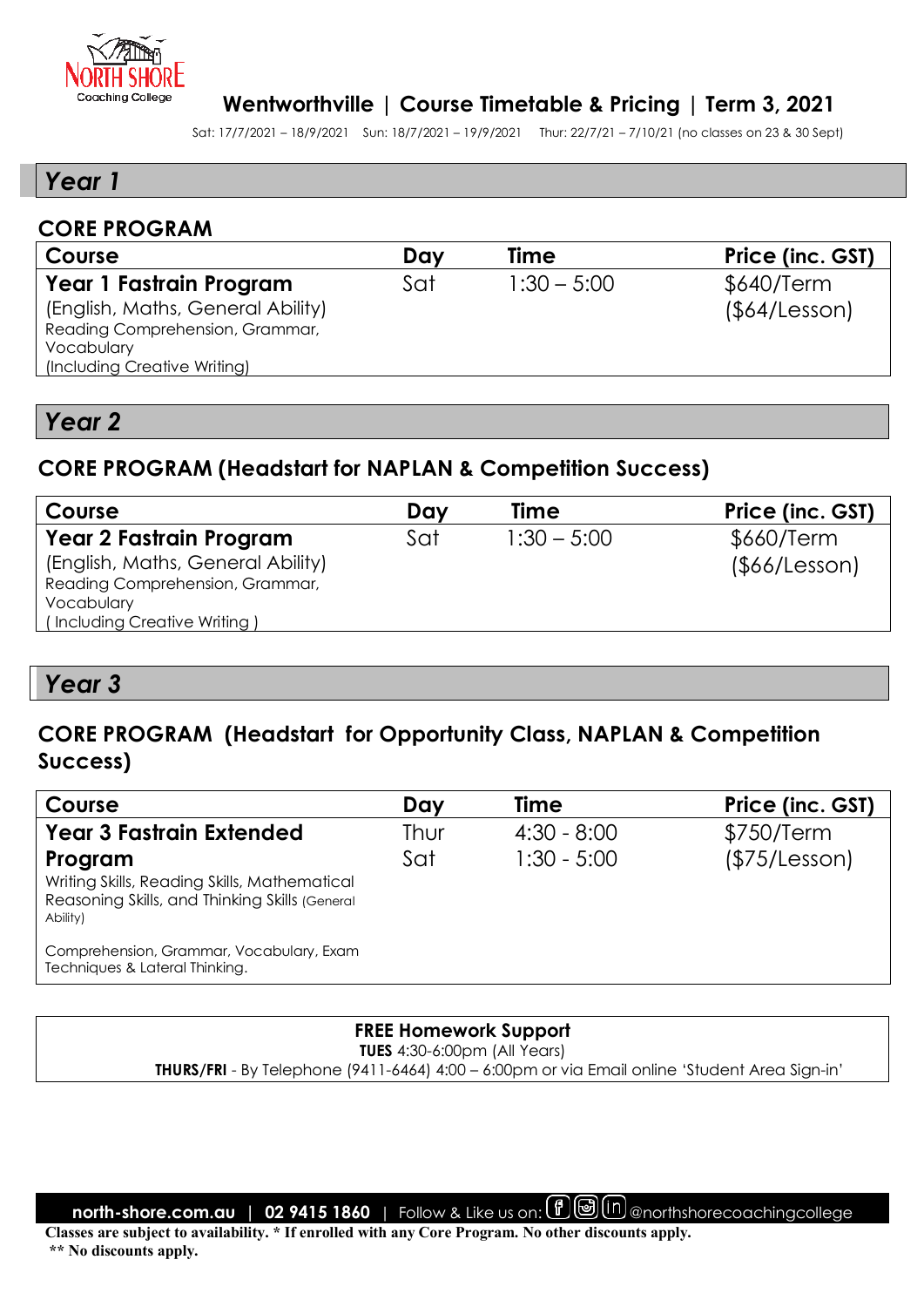# Wentworthville | Course Timetable & Pricing | Term 3, 2021

Sat: 17/7/2021 – 18/9/2021  Sun: 18/7/2021 – 19/9/2021  Thur: 22/7/21 – 7/10/21 (no classes on 23 & 30 Sept)

## Year 1

### CORE PROGRAM

| Course | Day | Time | Price (inc. GST) |
|---|---|---|---|
| **Year 1 Fastrain Program**<br>(English, Maths, General Ability)<br>Reading Comprehension, Grammar, Vocabulary<br>(Including Creative Writing) | Sat | 1:30 – 5:00 | $640/Term<br>($64/Lesson) |

## Year 2

### CORE PROGRAM (Headstart for NAPLAN & Competition Success)

| Course | Day | Time | Price (inc. GST) |
|---|---|---|---|
| **Year 2 Fastrain Program**<br>(English, Maths, General Ability)<br>Reading Comprehension, Grammar, Vocabulary<br>( Including Creative Writing ) | Sat | 1:30 – 5:00 | $660/Term<br>($66/Lesson) |

## Year 3

### CORE PROGRAM (Headstart for Opportunity Class, NAPLAN & Competition Success)

| Course | Day | Time | Price (inc. GST) |
|---|---|---|---|
| **Year 3 Fastrain Extended Program**<br>Writing Skills, Reading Skills, Mathematical Reasoning Skills, and Thinking Skills (General Ability)<br>Comprehension, Grammar, Vocabulary, Exam Techniques & Lateral Thinking. | Thur<br>Sat | 4:30 - 8:00<br>1:30 - 5:00 | $750/Term<br>($75/Lesson) |

**FREE Homework Support**

**TUES** 4:30-6:00pm (All Years)

**THURS/FRI** - By Telephone (9411-6464) 4:00 – 6:00pm or via Email online 'Student Area Sign-in'

**north-shore.com.au | 02 9415 1860** | Follow & Like us on: @northshorecoachingcollege

**Classes are subject to availability. * If enrolled with any Core Program. No other discounts apply.**

**\*\* No discounts apply.**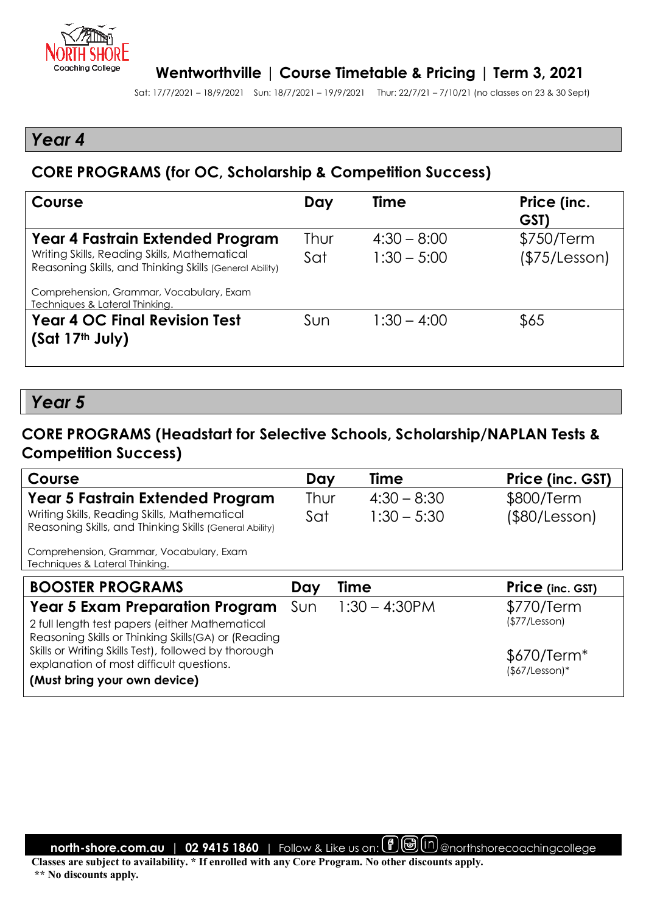# Wentworthville | Course Timetable & Pricing | Term 3, 2021

Sat: 17/7/2021 – 18/9/2021 Sun: 18/7/2021 – 19/9/2021 Thur: 22/7/21 – 7/10/21 (no classes on 23 & 30 Sept)

## Year 4

### CORE PROGRAMS (for OC, Scholarship & Competition Success)

| Course | Day | Time | Price (inc. GST) |
|---|---|---|---|
| **Year 4 Fastrain Extended Program** Writing Skills, Reading Skills, Mathematical Reasoning Skills, and Thinking Skills (General Ability) Comprehension, Grammar, Vocabulary, Exam Techniques & Lateral Thinking. | Thur Sat | 4:30 – 8:00 1:30 – 5:00 | $750/Term ($75/Lesson) |
| **Year 4 OC Final Revision Test (Sat 17th July)** | Sun | 1:30 – 4:00 | $65 |

## Year 5

### CORE PROGRAMS (Headstart for Selective Schools, Scholarship/NAPLAN Tests & Competition Success)

| Course | Day | Time | Price (inc. GST) |
|---|---|---|---|
| **Year 5 Fastrain Extended Program** Writing Skills, Reading Skills, Mathematical Reasoning Skills, and Thinking Skills (General Ability) Comprehension, Grammar, Vocabulary, Exam Techniques & Lateral Thinking. | Thur Sat | 4:30 – 8:30 1:30 – 5:30 | $800/Term ($80/Lesson) |

| BOOSTER PROGRAMS | Day | Time | Price (inc. GST) |
|---|---|---|---|
| **Year 5 Exam Preparation Program** 2 full length test papers (either Mathematical Reasoning Skills or Thinking Skills(GA) or (Reading Skills or Writing Skills Test), followed by thorough explanation of most difficult questions. **(Must bring your own device)** | Sun | 1:30 – 4:30PM | $770/Term ($77/Lesson) $670/Term* ($67/Lesson)* |

**north-shore.com.au** | **02 9415 1860** | Follow & Like us on: @northshorecoachingcollege

**Classes are subject to availability. * If enrolled with any Core Program. No other discounts apply.**

**** No discounts apply.**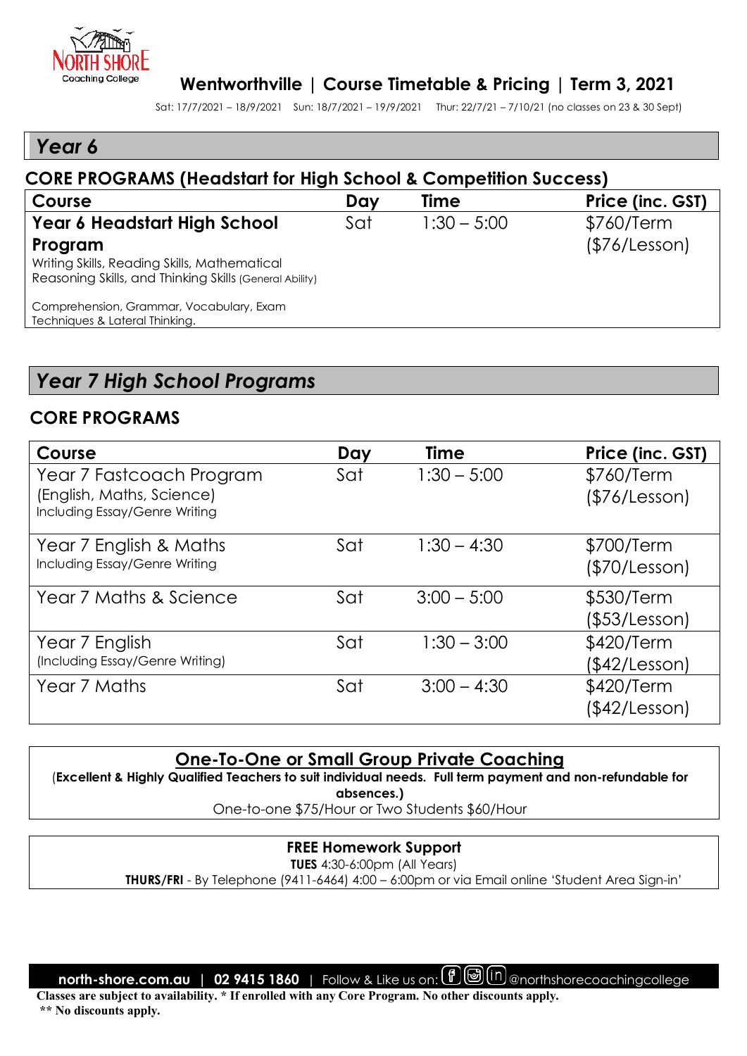North Shore Coaching College

# Wentworthville | Course Timetable & Pricing | Term 3, 2021

Sat: 17/7/2021 – 18/9/2021 Sun: 18/7/2021 – 19/9/2021 Thur: 22/7/21 – 7/10/21 (no classes on 23 & 30 Sept)

## *Year 6*

### CORE PROGRAMS (Headstart for High School & Competition Success)

| Course | Day | Time | Price (inc. GST) |
|---|---|---|---|
| **Year 6 Headstart High School Program**<br>Writing Skills, Reading Skills, Mathematical Reasoning Skills, and Thinking Skills (General Ability)<br>Comprehension, Grammar, Vocabulary, Exam Techniques & Lateral Thinking. | Sat | 1:30 – 5:00 | $760/Term ($76/Lesson) |

## *Year 7 High School Programs*

### CORE PROGRAMS

| Course | Day | Time | Price (inc. GST) |
|---|---|---|---|
| Year 7 Fastcoach Program (English, Maths, Science) Including Essay/Genre Writing | Sat | 1:30 – 5:00 | $760/Term ($76/Lesson) |
| Year 7 English & Maths Including Essay/Genre Writing | Sat | 1:30 – 4:30 | $700/Term ($70/Lesson) |
| Year 7 Maths & Science | Sat | 3:00 – 5:00 | $530/Term ($53/Lesson) |
| Year 7 English (Including Essay/Genre Writing) | Sat | 1:30 – 3:00 | $420/Term ($42/Lesson) |
| Year 7 Maths | Sat | 3:00 – 4:30 | $420/Term ($42/Lesson) |

### One-To-One or Small Group Private Coaching

(**Excellent & Highly Qualified Teachers to suit individual needs. Full term payment and non-refundable for absences.**)

One-to-one $75/Hour or Two Students $60/Hour

### FREE Homework Support

**TUES** 4:30-6:00pm (All Years)

**THURS/FRI** - By Telephone (9411-6464) 4:00 – 6:00pm or via Email online 'Student Area Sign-in'

**north-shore.com.au** | **02 9415 1860** | Follow & Like us on: @northshorecoachingcollege

**Classes are subject to availability. * If enrolled with any Core Program. No other discounts apply.**
**** No discounts apply.**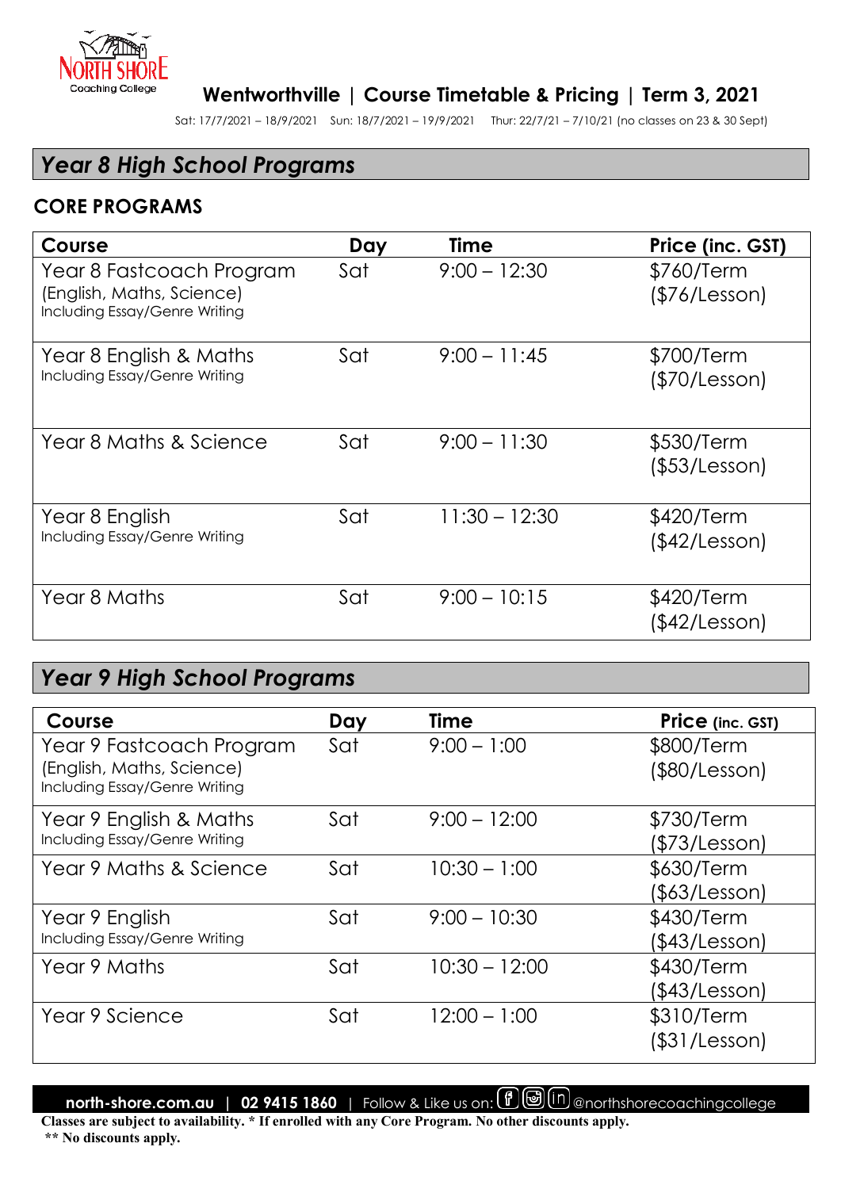# Wentworthville | Course Timetable & Pricing | Term 3, 2021

Sat: 17/7/2021 – 18/9/2021 Sun: 18/7/2021 – 19/9/2021 Thur: 22/7/21 – 7/10/21 (no classes on 23 & 30 Sept)

## *Year 8 High School Programs*

### CORE PROGRAMS

| Course | Day | Time | Price (inc. GST) |
|---|---|---|---|
| Year 8 Fastcoach Program (English, Maths, Science) Including Essay/Genre Writing | Sat | 9:00 – 12:30 | $760/Term ($76/Lesson) |
| Year 8 English & Maths Including Essay/Genre Writing | Sat | 9:00 – 11:45 | $700/Term ($70/Lesson) |
| Year 8 Maths & Science | Sat | 9:00 – 11:30 | $530/Term ($53/Lesson) |
| Year 8 English Including Essay/Genre Writing | Sat | 11:30 – 12:30 | $420/Term ($42/Lesson) |
| Year 8 Maths | Sat | 9:00 – 10:15 | $420/Term ($42/Lesson) |

## *Year 9 High School Programs*

| Course | Day | Time | Price (inc. GST) |
|---|---|---|---|
| Year 9 Fastcoach Program (English, Maths, Science) Including Essay/Genre Writing | Sat | 9:00 – 1:00 | $800/Term ($80/Lesson) |
| Year 9 English & Maths Including Essay/Genre Writing | Sat | 9:00 – 12:00 | $730/Term ($73/Lesson) |
| Year 9 Maths & Science | Sat | 10:30 – 1:00 | $630/Term ($63/Lesson) |
| Year 9 English Including Essay/Genre Writing | Sat | 9:00 – 10:30 | $430/Term ($43/Lesson) |
| Year 9 Maths | Sat | 10:30 – 12:00 | $430/Term ($43/Lesson) |
| Year 9 Science | Sat | 12:00 – 1:00 | $310/Term ($31/Lesson) |

**north-shore.com.au | 02 9415 1860** | Follow & Like us on: @northshorecoachingcollege

**Classes are subject to availability. * If enrolled with any Core Program. No other discounts apply.**

**** No discounts apply.**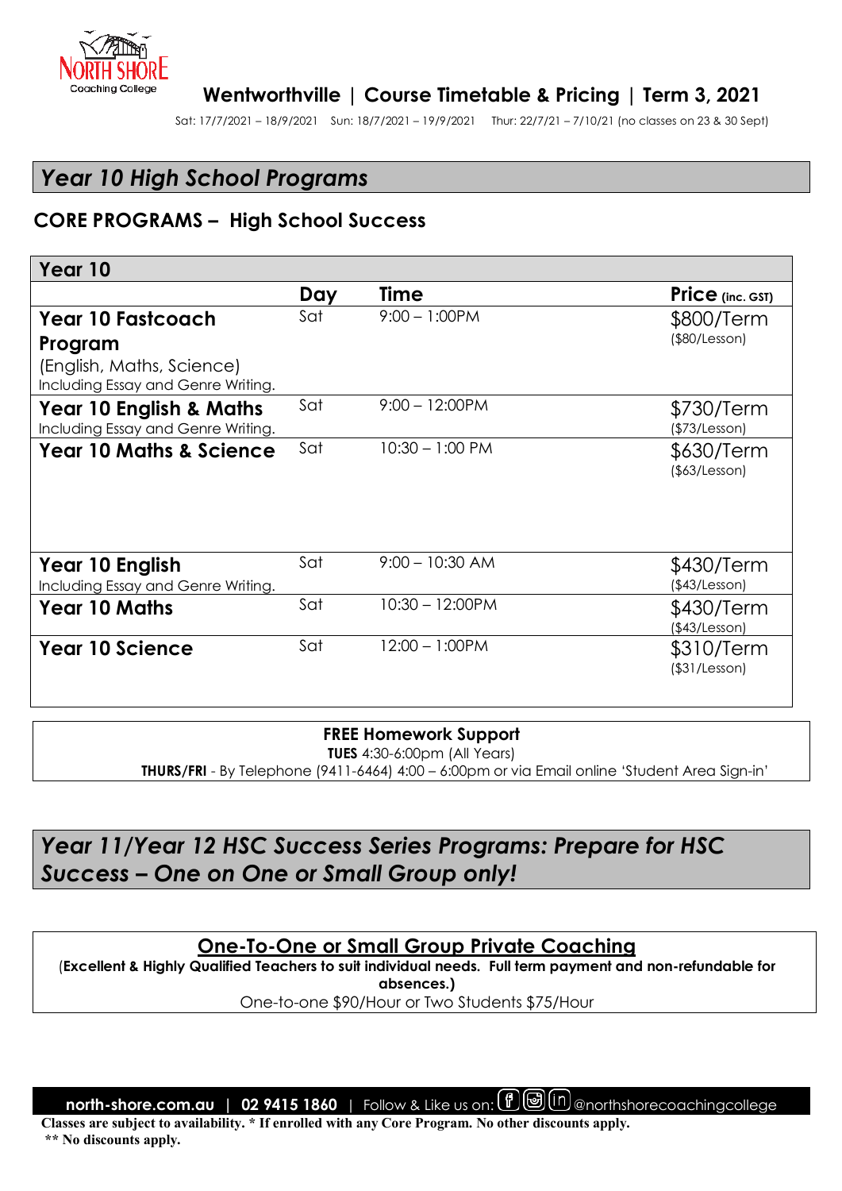## Wentworthville | Course Timetable & Pricing | Term 3, 2021

Sat: 17/7/2021 – 18/9/2021 Sun: 18/7/2021 – 19/9/2021 Thur: 22/7/21 – 7/10/21 (no classes on 23 & 30 Sept)

# *Year 10 High School Programs*

## CORE PROGRAMS – High School Success

| Year 10 | Day | Time | Price (inc. GST) |
|---|---|---|---|
| **Year 10 Fastcoach Program** (English, Maths, Science) Including Essay and Genre Writing. | Sat | 9:00 – 1:00PM | $800/Term ($80/Lesson) |
| **Year 10 English & Maths** Including Essay and Genre Writing. | Sat | 9:00 – 12:00PM | $730/Term ($73/Lesson) |
| **Year 10 Maths & Science** | Sat | 10:30 – 1:00 PM | $630/Term ($63/Lesson) |
| **Year 10 English** Including Essay and Genre Writing. | Sat | 9:00 – 10:30 AM | $430/Term ($43/Lesson) |
| **Year 10 Maths** | Sat | 10:30 – 12:00PM | $430/Term ($43/Lesson) |
| **Year 10 Science** | Sat | 12:00 – 1:00PM | $310/Term ($31/Lesson) |

**FREE Homework Support**

**TUES** 4:30-6:00pm (All Years)

**THURS/FRI** - By Telephone (9411-6464) 4:00 – 6:00pm or via Email online 'Student Area Sign-in'

# *Year 11/Year 12 HSC Success Series Programs: Prepare for HSC Success – One on One or Small Group only!*

**One-To-One or Small Group Private Coaching**

(**Excellent & Highly Qualified Teachers to suit individual needs. Full term payment and non-refundable for absences.**)

One-to-one $90/Hour or Two Students $75/Hour

**north-shore.com.au** | **02 9415 1860** | Follow & Like us on: @northshorecoachingcollege

**Classes are subject to availability. * If enrolled with any Core Program. No other discounts apply.**

**** No discounts apply.**